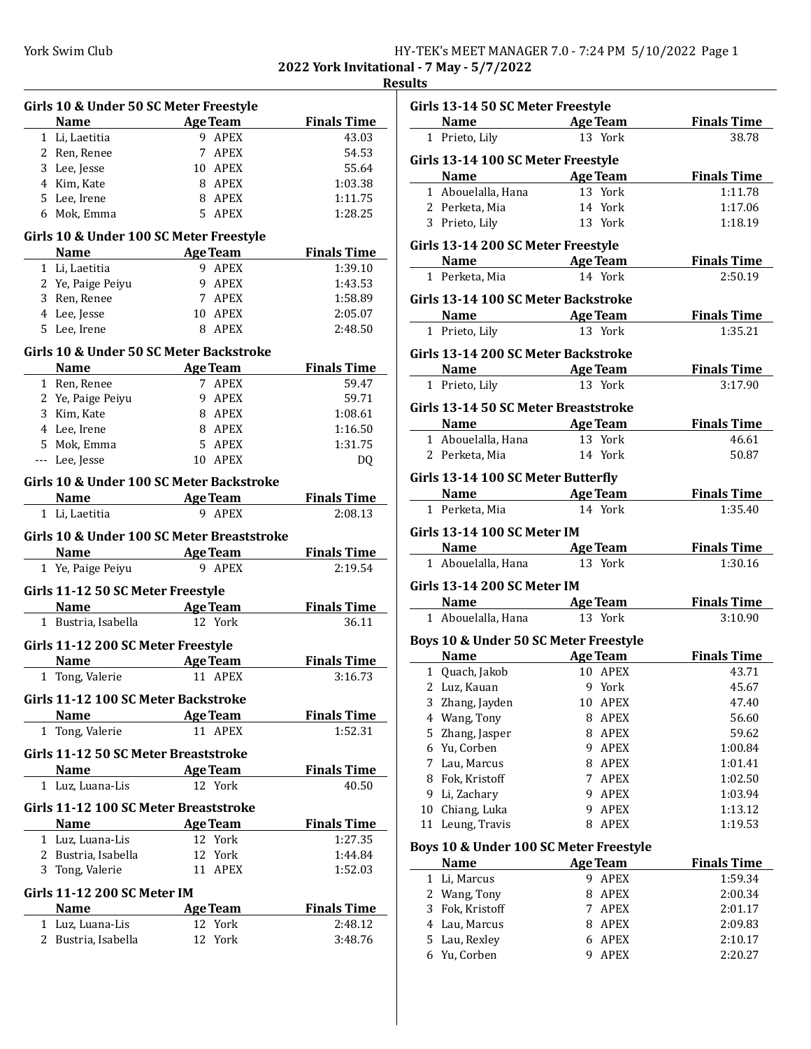## 2022 York Invitational - 7 May - 5/7/2022

### Results

#### Girls 10 & Under 50 SC Meter Freestyle

| | Name | Age | Team | Finals Time |
|---|---|---|---|---|
| 1 | Li, Laetitia | 9 | APEX | 43.03 |
| 2 | Ren, Renee | 7 | APEX | 54.53 |
| 3 | Lee, Jesse | 10 | APEX | 55.64 |
| 4 | Kim, Kate | 8 | APEX | 1:03.38 |
| 5 | Lee, Irene | 8 | APEX | 1:11.75 |
| 6 | Mok, Emma | 5 | APEX | 1:28.25 |

#### Girls 10 & Under 100 SC Meter Freestyle

| | Name | Age | Team | Finals Time |
|---|---|---|---|---|
| 1 | Li, Laetitia | 9 | APEX | 1:39.10 |
| 2 | Ye, Paige Peiyu | 9 | APEX | 1:43.53 |
| 3 | Ren, Renee | 7 | APEX | 1:58.89 |
| 4 | Lee, Jesse | 10 | APEX | 2:05.07 |
| 5 | Lee, Irene | 8 | APEX | 2:48.50 |

#### Girls 10 & Under 50 SC Meter Backstroke

| | Name | Age | Team | Finals Time |
|---|---|---|---|---|
| 1 | Ren, Renee | 7 | APEX | 59.47 |
| 2 | Ye, Paige Peiyu | 9 | APEX | 59.71 |
| 3 | Kim, Kate | 8 | APEX | 1:08.61 |
| 4 | Lee, Irene | 8 | APEX | 1:16.50 |
| 5 | Mok, Emma | 5 | APEX | 1:31.75 |
| --- | Lee, Jesse | 10 | APEX | DQ |

#### Girls 10 & Under 100 SC Meter Backstroke

| | Name | Age | Team | Finals Time |
|---|---|---|---|---|
| 1 | Li, Laetitia | 9 | APEX | 2:08.13 |

#### Girls 10 & Under 100 SC Meter Breaststroke

| | Name | Age | Team | Finals Time |
|---|---|---|---|---|
| 1 | Ye, Paige Peiyu | 9 | APEX | 2:19.54 |

#### Girls 11-12 50 SC Meter Freestyle

| | Name | Age | Team | Finals Time |
|---|---|---|---|---|
| 1 | Bustria, Isabella | 12 | York | 36.11 |

#### Girls 11-12 200 SC Meter Freestyle

| | Name | Age | Team | Finals Time |
|---|---|---|---|---|
| 1 | Tong, Valerie | 11 | APEX | 3:16.73 |

#### Girls 11-12 100 SC Meter Backstroke

| | Name | Age | Team | Finals Time |
|---|---|---|---|---|
| 1 | Tong, Valerie | 11 | APEX | 1:52.31 |

#### Girls 11-12 50 SC Meter Breaststroke

| | Name | Age | Team | Finals Time |
|---|---|---|---|---|
| 1 | Luz, Luana-Lis | 12 | York | 40.50 |

#### Girls 11-12 100 SC Meter Breaststroke

| | Name | Age | Team | Finals Time |
|---|---|---|---|---|
| 1 | Luz, Luana-Lis | 12 | York | 1:27.35 |
| 2 | Bustria, Isabella | 12 | York | 1:44.84 |
| 3 | Tong, Valerie | 11 | APEX | 1:52.03 |

#### Girls 11-12 200 SC Meter IM

| | Name | Age | Team | Finals Time |
|---|---|---|---|---|
| 1 | Luz, Luana-Lis | 12 | York | 2:48.12 |
| 2 | Bustria, Isabella | 12 | York | 3:48.76 |

#### Girls 13-14 50 SC Meter Freestyle

| | Name | Age | Team | Finals Time |
|---|---|---|---|---|
| 1 | Prieto, Lily | 13 | York | 38.78 |

#### Girls 13-14 100 SC Meter Freestyle

| | Name | Age | Team | Finals Time |
|---|---|---|---|---|
| 1 | Abouelalla, Hana | 13 | York | 1:11.78 |
| 2 | Perketa, Mia | 14 | York | 1:17.06 |
| 3 | Prieto, Lily | 13 | York | 1:18.19 |

#### Girls 13-14 200 SC Meter Freestyle

| | Name | Age | Team | Finals Time |
|---|---|---|---|---|
| 1 | Perketa, Mia | 14 | York | 2:50.19 |

#### Girls 13-14 100 SC Meter Backstroke

| | Name | Age | Team | Finals Time |
|---|---|---|---|---|
| 1 | Prieto, Lily | 13 | York | 1:35.21 |

#### Girls 13-14 200 SC Meter Backstroke

| | Name | Age | Team | Finals Time |
|---|---|---|---|---|
| 1 | Prieto, Lily | 13 | York | 3:17.90 |

#### Girls 13-14 50 SC Meter Breaststroke

| | Name | Age | Team | Finals Time |
|---|---|---|---|---|
| 1 | Abouelalla, Hana | 13 | York | 46.61 |
| 2 | Perketa, Mia | 14 | York | 50.87 |

#### Girls 13-14 100 SC Meter Butterfly

| | Name | Age | Team | Finals Time |
|---|---|---|---|---|
| 1 | Perketa, Mia | 14 | York | 1:35.40 |

#### Girls 13-14 100 SC Meter IM

| | Name | Age | Team | Finals Time |
|---|---|---|---|---|
| 1 | Abouelalla, Hana | 13 | York | 1:30.16 |

#### Girls 13-14 200 SC Meter IM

| | Name | Age | Team | Finals Time |
|---|---|---|---|---|
| 1 | Abouelalla, Hana | 13 | York | 3:10.90 |

#### Boys 10 & Under 50 SC Meter Freestyle

| | Name | Age | Team | Finals Time |
|---|---|---|---|---|
| 1 | Quach, Jakob | 10 | APEX | 43.71 |
| 2 | Luz, Kauan | 9 | York | 45.67 |
| 3 | Zhang, Jayden | 10 | APEX | 47.40 |
| 4 | Wang, Tony | 8 | APEX | 56.60 |
| 5 | Zhang, Jasper | 8 | APEX | 59.62 |
| 6 | Yu, Corben | 9 | APEX | 1:00.84 |
| 7 | Lau, Marcus | 8 | APEX | 1:01.41 |
| 8 | Fok, Kristoff | 7 | APEX | 1:02.50 |
| 9 | Li, Zachary | 9 | APEX | 1:03.94 |
| 10 | Chiang, Luka | 9 | APEX | 1:13.12 |
| 11 | Leung, Travis | 8 | APEX | 1:19.53 |

#### Boys 10 & Under 100 SC Meter Freestyle

| | Name | Age | Team | Finals Time |
|---|---|---|---|---|
| 1 | Li, Marcus | 9 | APEX | 1:59.34 |
| 2 | Wang, Tony | 8 | APEX | 2:00.34 |
| 3 | Fok, Kristoff | 7 | APEX | 2:01.17 |
| 4 | Lau, Marcus | 8 | APEX | 2:09.83 |
| 5 | Lau, Rexley | 6 | APEX | 2:10.17 |
| 6 | Yu, Corben | 9 | APEX | 2:20.27 |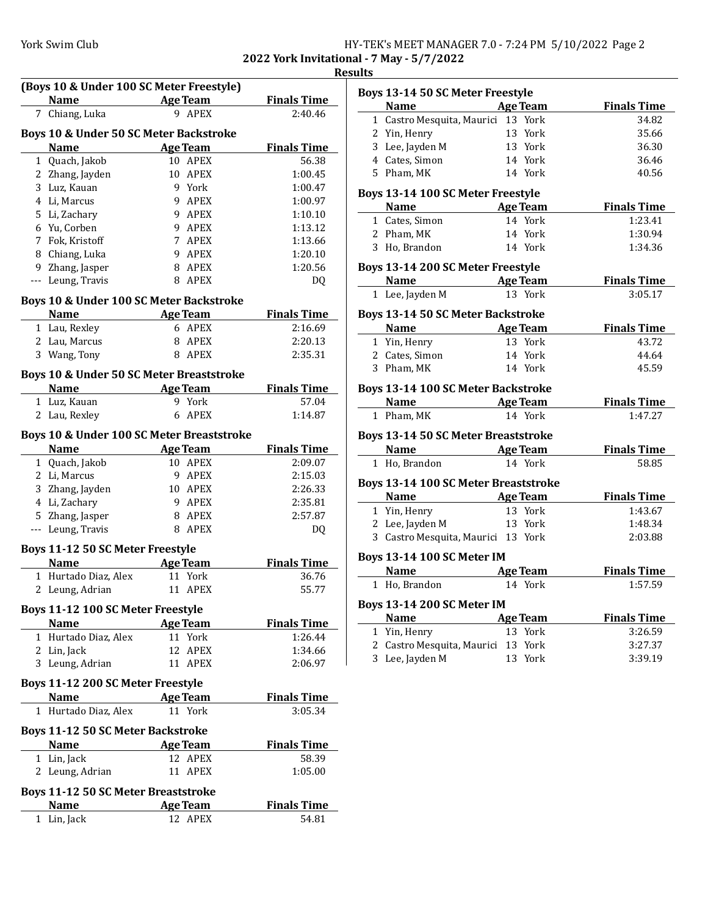**Results**

### (Boys 10 & Under 100 SC Meter Freestyle)

| | Name | Age | Team | Finals Time |
|---|---|---|---|---|
| 7 | Chiang, Luka | 9 | APEX | 2:40.46 |

### Boys 10 & Under 50 SC Meter Backstroke

| | Name | Age | Team | Finals Time |
|---|---|---|---|---|
| 1 | Quach, Jakob | 10 | APEX | 56.38 |
| 2 | Zhang, Jayden | 10 | APEX | 1:00.45 |
| 3 | Luz, Kauan | 9 | York | 1:00.47 |
| 4 | Li, Marcus | 9 | APEX | 1:00.97 |
| 5 | Li, Zachary | 9 | APEX | 1:10.10 |
| 6 | Yu, Corben | 9 | APEX | 1:13.12 |
| 7 | Fok, Kristoff | 7 | APEX | 1:13.66 |
| 8 | Chiang, Luka | 9 | APEX | 1:20.10 |
| 9 | Zhang, Jasper | 8 | APEX | 1:20.56 |
| --- | Leung, Travis | 8 | APEX | DQ |

### Boys 10 & Under 100 SC Meter Backstroke

| | Name | Age | Team | Finals Time |
|---|---|---|---|---|
| 1 | Lau, Rexley | 6 | APEX | 2:16.69 |
| 2 | Lau, Marcus | 8 | APEX | 2:20.13 |
| 3 | Wang, Tony | 8 | APEX | 2:35.31 |

### Boys 10 & Under 50 SC Meter Breaststroke

| | Name | Age | Team | Finals Time |
|---|---|---|---|---|
| 1 | Luz, Kauan | 9 | York | 57.04 |
| 2 | Lau, Rexley | 6 | APEX | 1:14.87 |

### Boys 10 & Under 100 SC Meter Breaststroke

| | Name | Age | Team | Finals Time |
|---|---|---|---|---|
| 1 | Quach, Jakob | 10 | APEX | 2:09.07 |
| 2 | Li, Marcus | 9 | APEX | 2:15.03 |
| 3 | Zhang, Jayden | 10 | APEX | 2:26.33 |
| 4 | Li, Zachary | 9 | APEX | 2:35.81 |
| 5 | Zhang, Jasper | 8 | APEX | 2:57.87 |
| --- | Leung, Travis | 8 | APEX | DQ |

### Boys 11-12 50 SC Meter Freestyle

| | Name | Age | Team | Finals Time |
|---|---|---|---|---|
| 1 | Hurtado Diaz, Alex | 11 | York | 36.76 |
| 2 | Leung, Adrian | 11 | APEX | 55.77 |

### Boys 11-12 100 SC Meter Freestyle

| | Name | Age | Team | Finals Time |
|---|---|---|---|---|
| 1 | Hurtado Diaz, Alex | 11 | York | 1:26.44 |
| 2 | Lin, Jack | 12 | APEX | 1:34.66 |
| 3 | Leung, Adrian | 11 | APEX | 2:06.97 |

### Boys 11-12 200 SC Meter Freestyle

| | Name | Age | Team | Finals Time |
|---|---|---|---|---|
| 1 | Hurtado Diaz, Alex | 11 | York | 3:05.34 |

### Boys 11-12 50 SC Meter Backstroke

| | Name | Age | Team | Finals Time |
|---|---|---|---|---|
| 1 | Lin, Jack | 12 | APEX | 58.39 |
| 2 | Leung, Adrian | 11 | APEX | 1:05.00 |

### Boys 11-12 50 SC Meter Breaststroke

| | Name | Age | Team | Finals Time |
|---|---|---|---|---|
| 1 | Lin, Jack | 12 | APEX | 54.81 |

### Boys 13-14 50 SC Meter Freestyle

| | Name | Age | Team | Finals Time |
|---|---|---|---|---|
| 1 | Castro Mesquita, Maurici | 13 | York | 34.82 |
| 2 | Yin, Henry | 13 | York | 35.66 |
| 3 | Lee, Jayden M | 13 | York | 36.30 |
| 4 | Cates, Simon | 14 | York | 36.46 |
| 5 | Pham, MK | 14 | York | 40.56 |

### Boys 13-14 100 SC Meter Freestyle

| | Name | Age | Team | Finals Time |
|---|---|---|---|---|
| 1 | Cates, Simon | 14 | York | 1:23.41 |
| 2 | Pham, MK | 14 | York | 1:30.94 |
| 3 | Ho, Brandon | 14 | York | 1:34.36 |

### Boys 13-14 200 SC Meter Freestyle

| | Name | Age | Team | Finals Time |
|---|---|---|---|---|
| 1 | Lee, Jayden M | 13 | York | 3:05.17 |

### Boys 13-14 50 SC Meter Backstroke

| | Name | Age | Team | Finals Time |
|---|---|---|---|---|
| 1 | Yin, Henry | 13 | York | 43.72 |
| 2 | Cates, Simon | 14 | York | 44.64 |
| 3 | Pham, MK | 14 | York | 45.59 |

### Boys 13-14 100 SC Meter Backstroke

| | Name | Age | Team | Finals Time |
|---|---|---|---|---|
| 1 | Pham, MK | 14 | York | 1:47.27 |

### Boys 13-14 50 SC Meter Breaststroke

| | Name | Age | Team | Finals Time |
|---|---|---|---|---|
| 1 | Ho, Brandon | 14 | York | 58.85 |

### Boys 13-14 100 SC Meter Breaststroke

| | Name | Age | Team | Finals Time |
|---|---|---|---|---|
| 1 | Yin, Henry | 13 | York | 1:43.67 |
| 2 | Lee, Jayden M | 13 | York | 1:48.34 |
| 3 | Castro Mesquita, Maurici | 13 | York | 2:03.88 |

### Boys 13-14 100 SC Meter IM

| | Name | Age | Team | Finals Time |
|---|---|---|---|---|
| 1 | Ho, Brandon | 14 | York | 1:57.59 |

### Boys 13-14 200 SC Meter IM

| | Name | Age | Team | Finals Time |
|---|---|---|---|---|
| 1 | Yin, Henry | 13 | York | 3:26.59 |
| 2 | Castro Mesquita, Maurici | 13 | York | 3:27.37 |
| 3 | Lee, Jayden M | 13 | York | 3:39.19 |